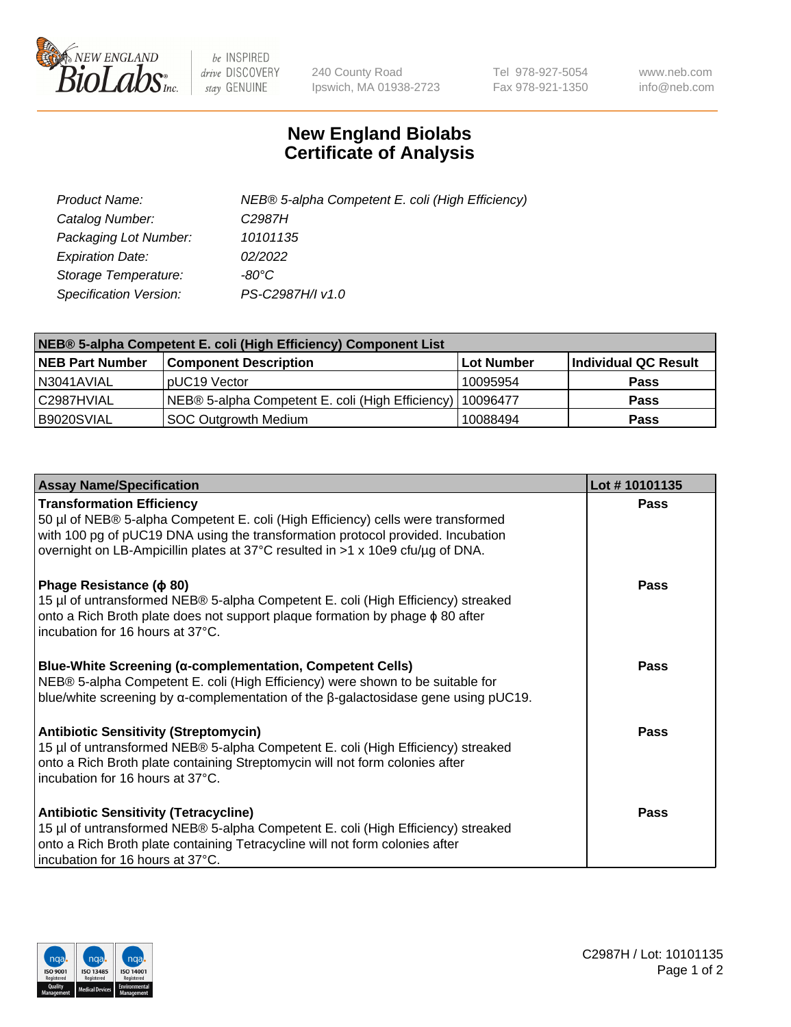# New England Biolabs Certificate of Analysis

| | |
|---|---|
| *Product Name:* | *NEB® 5-alpha Competent E. coli (High Efficiency)* |
| *Catalog Number:* | *C2987H* |
| *Packaging Lot Number:* | *10101135* |
| *Expiration Date:* | *02/2022* |
| *Storage Temperature:* | *-80°C* |
| *Specification Version:* | *PS-C2987H/I v1.0* |

| NEB® 5-alpha Competent E. coli (High Efficiency) Component List | | | |
|---|---|---|---|
| **NEB Part Number** | **Component Description** | **Lot Number** | **Individual QC Result** |
| N3041AVIAL | pUC19 Vector | 10095954 | **Pass** |
| C2987HVIAL | NEB® 5-alpha Competent E. coli (High Efficiency) | 10096477 | **Pass** |
| B9020SVIAL | SOC Outgrowth Medium | 10088494 | **Pass** |

| Assay Name/Specification | Lot # 10101135 |
|---|---|
| **Transformation Efficiency**<br>50 µl of NEB® 5-alpha Competent E. coli (High Efficiency) cells were transformed with 100 pg of pUC19 DNA using the transformation protocol provided. Incubation overnight on LB-Ampicillin plates at 37°C resulted in >1 x 10e9 cfu/µg of DNA. | **Pass** |
| **Phage Resistance (ϕ 80)**<br>15 µl of untransformed NEB® 5-alpha Competent E. coli (High Efficiency) streaked onto a Rich Broth plate does not support plaque formation by phage ϕ 80 after incubation for 16 hours at 37°C. | **Pass** |
| **Blue-White Screening (α-complementation, Competent Cells)**<br>NEB® 5-alpha Competent E. coli (High Efficiency) were shown to be suitable for blue/white screening by α-complementation of the β-galactosidase gene using pUC19. | **Pass** |
| **Antibiotic Sensitivity (Streptomycin)**<br>15 µl of untransformed NEB® 5-alpha Competent E. coli (High Efficiency) streaked onto a Rich Broth plate containing Streptomycin will not form colonies after incubation for 16 hours at 37°C. | **Pass** |
| **Antibiotic Sensitivity (Tetracycline)**<br>15 µl of untransformed NEB® 5-alpha Competent E. coli (High Efficiency) streaked onto a Rich Broth plate containing Tetracycline will not form colonies after incubation for 16 hours at 37°C. | **Pass** |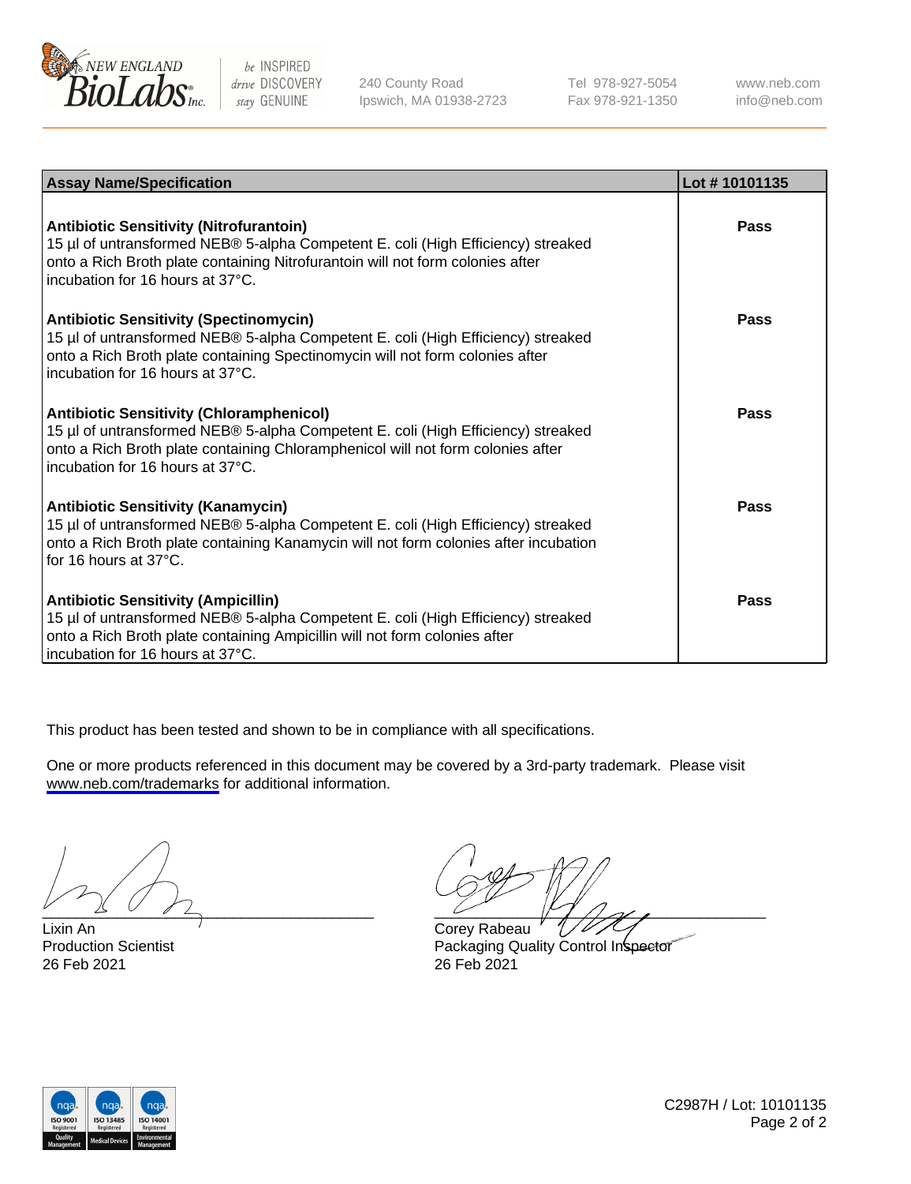| Assay Name/Specification | Lot # 10101135 |
| --- | --- |
| **Antibiotic Sensitivity (Nitrofurantoin)**<br>15 µl of untransformed NEB® 5-alpha Competent E. coli (High Efficiency) streaked onto a Rich Broth plate containing Nitrofurantoin will not form colonies after incubation for 16 hours at 37°C. | **Pass** |
| **Antibiotic Sensitivity (Spectinomycin)**<br>15 µl of untransformed NEB® 5-alpha Competent E. coli (High Efficiency) streaked onto a Rich Broth plate containing Spectinomycin will not form colonies after incubation for 16 hours at 37°C. | **Pass** |
| **Antibiotic Sensitivity (Chloramphenicol)**<br>15 µl of untransformed NEB® 5-alpha Competent E. coli (High Efficiency) streaked onto a Rich Broth plate containing Chloramphenicol will not form colonies after incubation for 16 hours at 37°C. | **Pass** |
| **Antibiotic Sensitivity (Kanamycin)**<br>15 µl of untransformed NEB® 5-alpha Competent E. coli (High Efficiency) streaked onto a Rich Broth plate containing Kanamycin will not form colonies after incubation for 16 hours at 37°C. | **Pass** |
| **Antibiotic Sensitivity (Ampicillin)**<br>15 µl of untransformed NEB® 5-alpha Competent E. coli (High Efficiency) streaked onto a Rich Broth plate containing Ampicillin will not form colonies after incubation for 16 hours at 37°C. | **Pass** |

This product has been tested and shown to be in compliance with all specifications.

One or more products referenced in this document may be covered by a 3rd-party trademark. Please visit www.neb.com/trademarks for additional information.

Lixin An
Production Scientist
26 Feb 2021

Corey Rabeau
Packaging Quality Control Inspector
26 Feb 2021

C2987H / Lot: 10101135